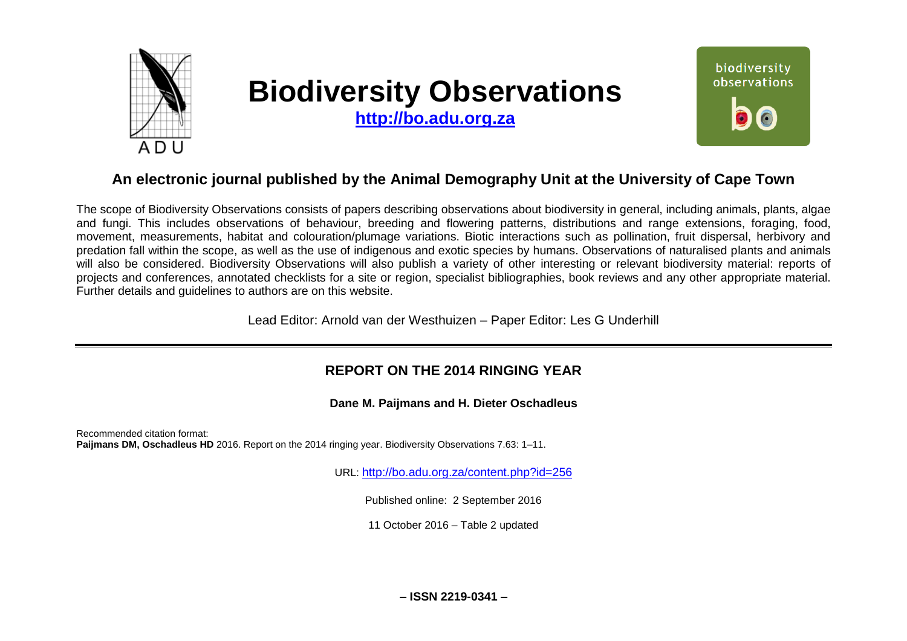# Biodiversity Observations

**http://bo.adu.org.za**

## An electronic journal published by the Animal Demography Unit at the University of Cape Town

The scope of Biodiversity Observations consists of papers describing observations about biodiversity in general, including animals, plants, algae and fungi. This includes observations of behaviour, breeding and flowering patterns, distributions and range extensions, foraging, food, movement, measurements, habitat and colouration/plumage variations. Biotic interactions such as pollination, fruit dispersal, herbivory and predation fall within the scope, as well as the use of indigenous and exotic species by humans. Observations of naturalised plants and animals will also be considered. Biodiversity Observations will also publish a variety of other interesting or relevant biodiversity material: reports of projects and conferences, annotated checklists for a site or region, specialist bibliographies, book reviews and any other appropriate material. Further details and guidelines to authors are on this website.

Lead Editor: Arnold van der Westhuizen – Paper Editor: Les G Underhill

---

## REPORT ON THE 2014 RINGING YEAR

**Dane M. Paijmans and H. Dieter Oschadleus**

Recommended citation format:
**Paijmans DM, Oschadleus HD** 2016. Report on the 2014 ringing year. Biodiversity Observations 7.63: 1–11.

URL: http://bo.adu.org.za/content.php?id=256

Published online: 2 September 2016

11 October 2016 – Table 2 updated

**– ISSN 2219-0341 –**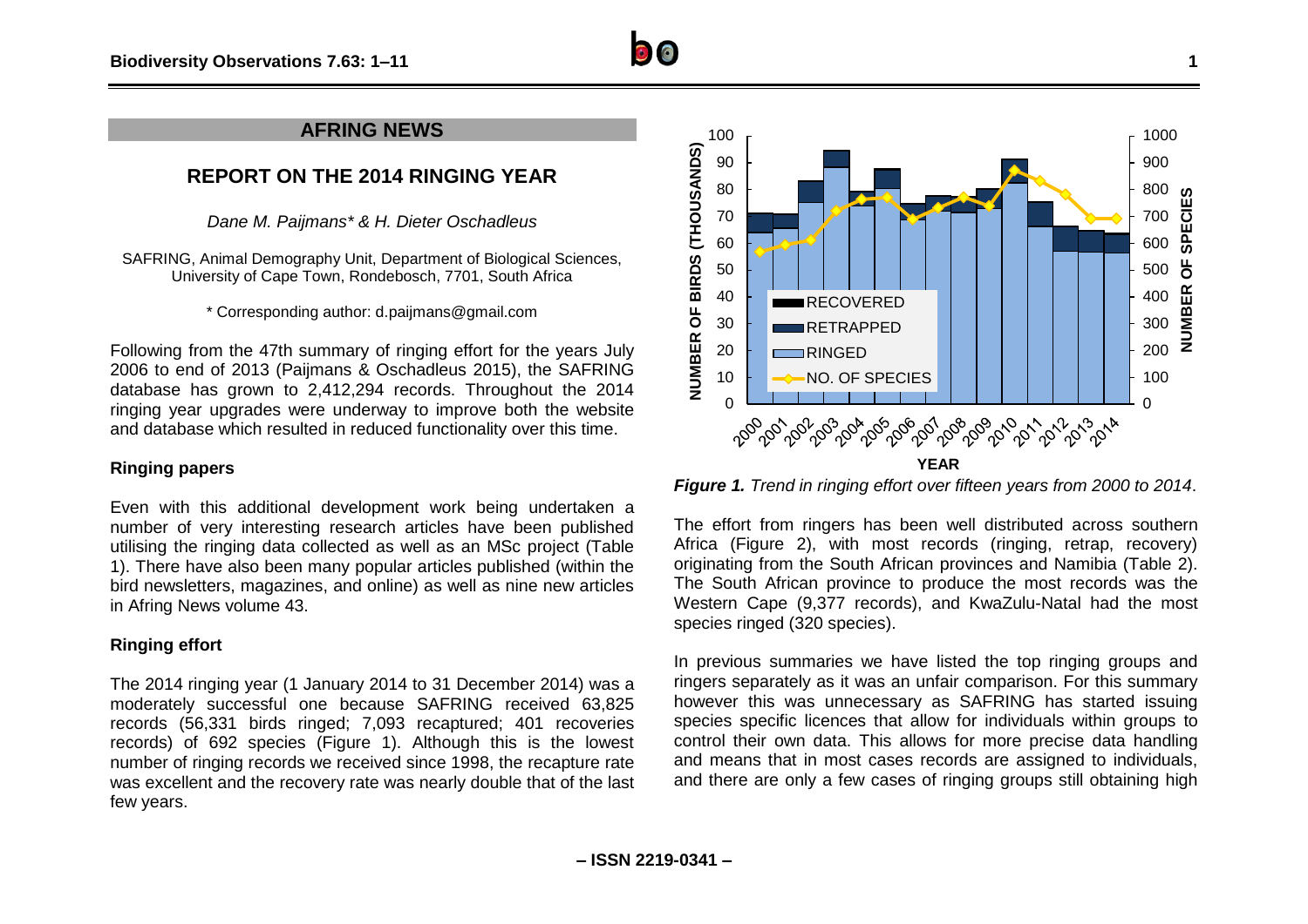## AFRING NEWS

# REPORT ON THE 2014 RINGING YEAR

*Dane M. Paijmans\* & H. Dieter Oschadleus*

SAFRING, Animal Demography Unit, Department of Biological Sciences, University of Cape Town, Rondebosch, 7701, South Africa

\* Corresponding author: d.paijmans@gmail.com

Following from the 47th summary of ringing effort for the years July 2006 to end of 2013 (Paijmans & Oschadleus 2015), the SAFRING database has grown to 2,412,294 records. Throughout the 2014 ringing year upgrades were underway to improve both the website and database which resulted in reduced functionality over this time.

### Ringing papers

Even with this additional development work being undertaken a number of very interesting research articles have been published utilising the ringing data collected as well as an MSc project (Table 1). There have also been many popular articles published (within the bird newsletters, magazines, and online) as well as nine new articles in Afring News volume 43.

### Ringing effort

The 2014 ringing year (1 January 2014 to 31 December 2014) was a moderately successful one because SAFRING received 63,825 records (56,331 birds ringed; 7,093 recaptured; 401 recoveries records) of 692 species (Figure 1). Although this is the lowest number of ringing records we received since 1998, the recapture rate was excellent and the recovery rate was nearly double that of the last few years.

***Figure 1.*** *Trend in ringing effort over fifteen years from 2000 to 2014*.

The effort from ringers has been well distributed across southern Africa (Figure 2), with most records (ringing, retrap, recovery) originating from the South African provinces and Namibia (Table 2). The South African province to produce the most records was the Western Cape (9,377 records), and KwaZulu-Natal had the most species ringed (320 species).

In previous summaries we have listed the top ringing groups and ringers separately as it was an unfair comparison. For this summary however this was unnecessary as SAFRING has started issuing species specific licences that allow for individuals within groups to control their own data. This allows for more precise data handling and means that in most cases records are assigned to individuals, and there are only a few cases of ringing groups still obtaining high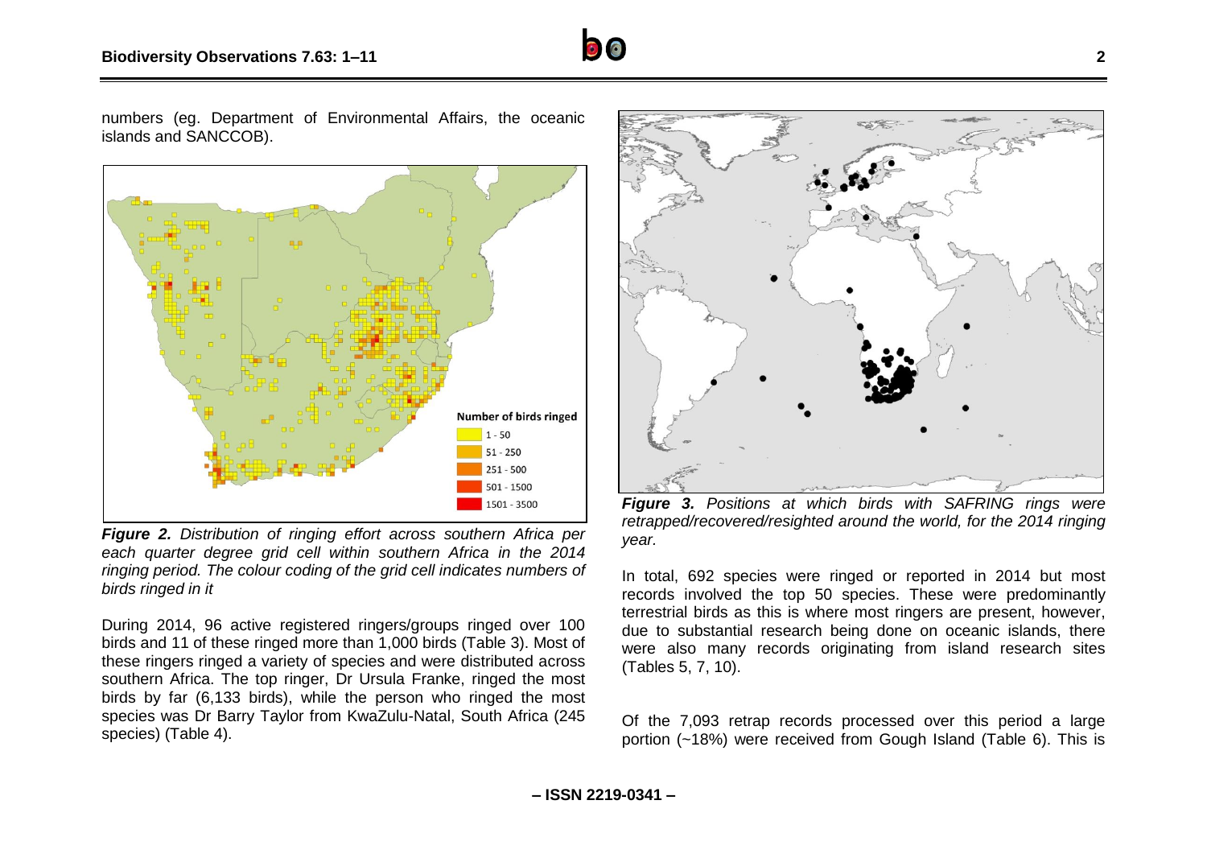numbers (eg. Department of Environmental Affairs, the oceanic islands and SANCCOB).

***Figure 2.*** *Distribution of ringing effort across southern Africa per each quarter degree grid cell within southern Africa in the 2014 ringing period. The colour coding of the grid cell indicates numbers of birds ringed in it*

During 2014, 96 active registered ringers/groups ringed over 100 birds and 11 of these ringed more than 1,000 birds (Table 3). Most of these ringers ringed a variety of species and were distributed across southern Africa. The top ringer, Dr Ursula Franke, ringed the most birds by far (6,133 birds), while the person who ringed the most species was Dr Barry Taylor from KwaZulu-Natal, South Africa (245 species) (Table 4).

***Figure 3.*** *Positions at which birds with SAFRING rings were retrapped/recovered/resighted around the world, for the 2014 ringing year.*

In total, 692 species were ringed or reported in 2014 but most records involved the top 50 species. These were predominantly terrestrial birds as this is where most ringers are present, however, due to substantial research being done on oceanic islands, there were also many records originating from island research sites (Tables 5, 7, 10).

Of the 7,093 retrap records processed over this period a large portion (~18%) were received from Gough Island (Table 6). This is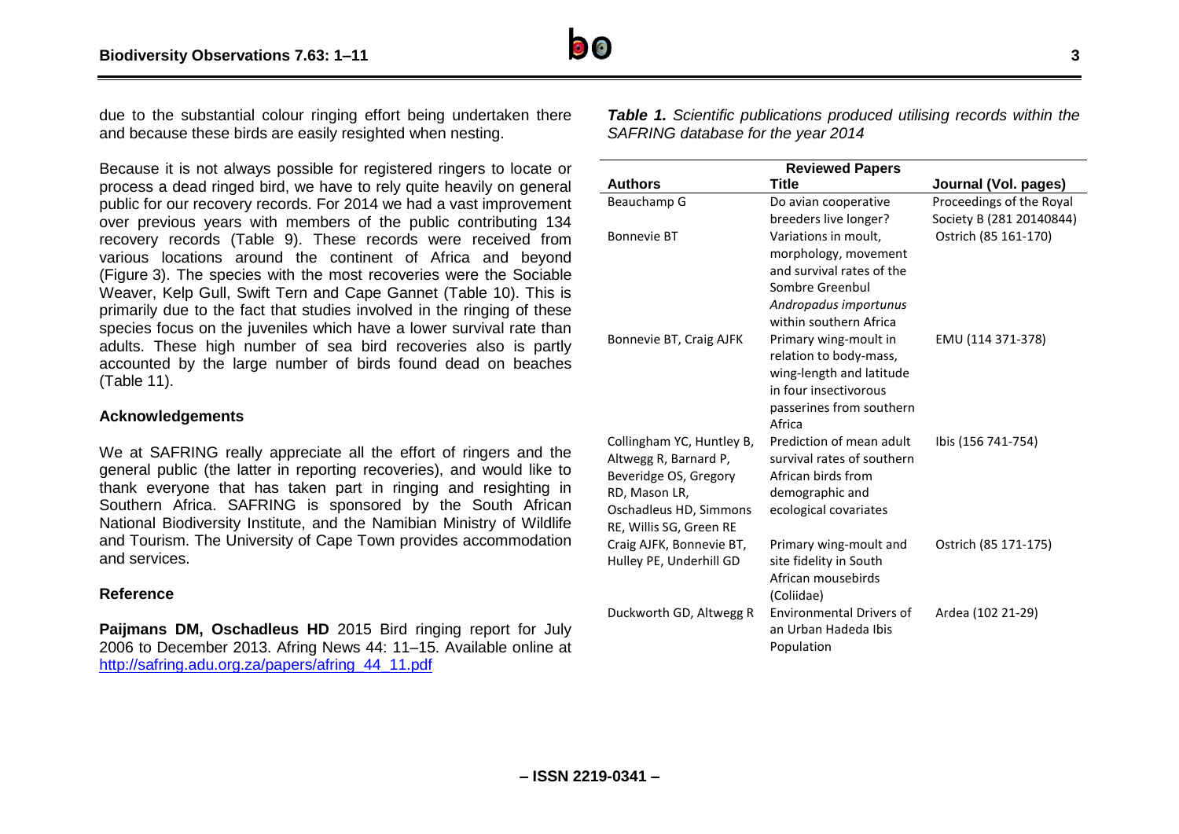due to the substantial colour ringing effort being undertaken there and because these birds are easily resighted when nesting.

Because it is not always possible for registered ringers to locate or process a dead ringed bird, we have to rely quite heavily on general public for our recovery records. For 2014 we had a vast improvement over previous years with members of the public contributing 134 recovery records (Table 9). These records were received from various locations around the continent of Africa and beyond (Figure 3). The species with the most recoveries were the Sociable Weaver, Kelp Gull, Swift Tern and Cape Gannet (Table 10). This is primarily due to the fact that studies involved in the ringing of these species focus on the juveniles which have a lower survival rate than adults. These high number of sea bird recoveries also is partly accounted by the large number of birds found dead on beaches (Table 11).

## Acknowledgements

We at SAFRING really appreciate all the effort of ringers and the general public (the latter in reporting recoveries), and would like to thank everyone that has taken part in ringing and resighting in Southern Africa. SAFRING is sponsored by the South African National Biodiversity Institute, and the Namibian Ministry of Wildlife and Tourism. The University of Cape Town provides accommodation and services.

## Reference

**Paijmans DM, Oschadleus HD** 2015 Bird ringing report for July 2006 to December 2013. Afring News 44: 11–15. Available online at http://safring.adu.org.za/papers/afring_44_11.pdf

***Table 1.*** *Scientific publications produced utilising records within the SAFRING database for the year 2014*

| | Reviewed Papers | |
|---|---|---|
| **Authors** | **Title** | **Journal (Vol. pages)** |
| Beauchamp G | Do avian cooperative breeders live longer? | Proceedings of the Royal Society B (281 20140844) |
| Bonnevie BT | Variations in moult, morphology, movement and survival rates of the Sombre Greenbul *Andropadus importunus* within southern Africa | Ostrich (85 161-170) |
| Bonnevie BT, Craig AJFK | Primary wing-moult in relation to body-mass, wing-length and latitude in four insectivorous passerines from southern Africa | EMU (114 371-378) |
| Collingham YC, Huntley B, Altwegg R, Barnard P, Beveridge OS, Gregory RD, Mason LR, Oschadleus HD, Simmons RE, Willis SG, Green RE | Prediction of mean adult survival rates of southern African birds from demographic and ecological covariates | Ibis (156 741-754) |
| Craig AJFK, Bonnevie BT, Hulley PE, Underhill GD | Primary wing-moult and site fidelity in South African mousebirds (Coliidae) | Ostrich (85 171-175) |
| Duckworth GD, Altwegg R | Environmental Drivers of an Urban Hadeda Ibis Population | Ardea (102 21-29) |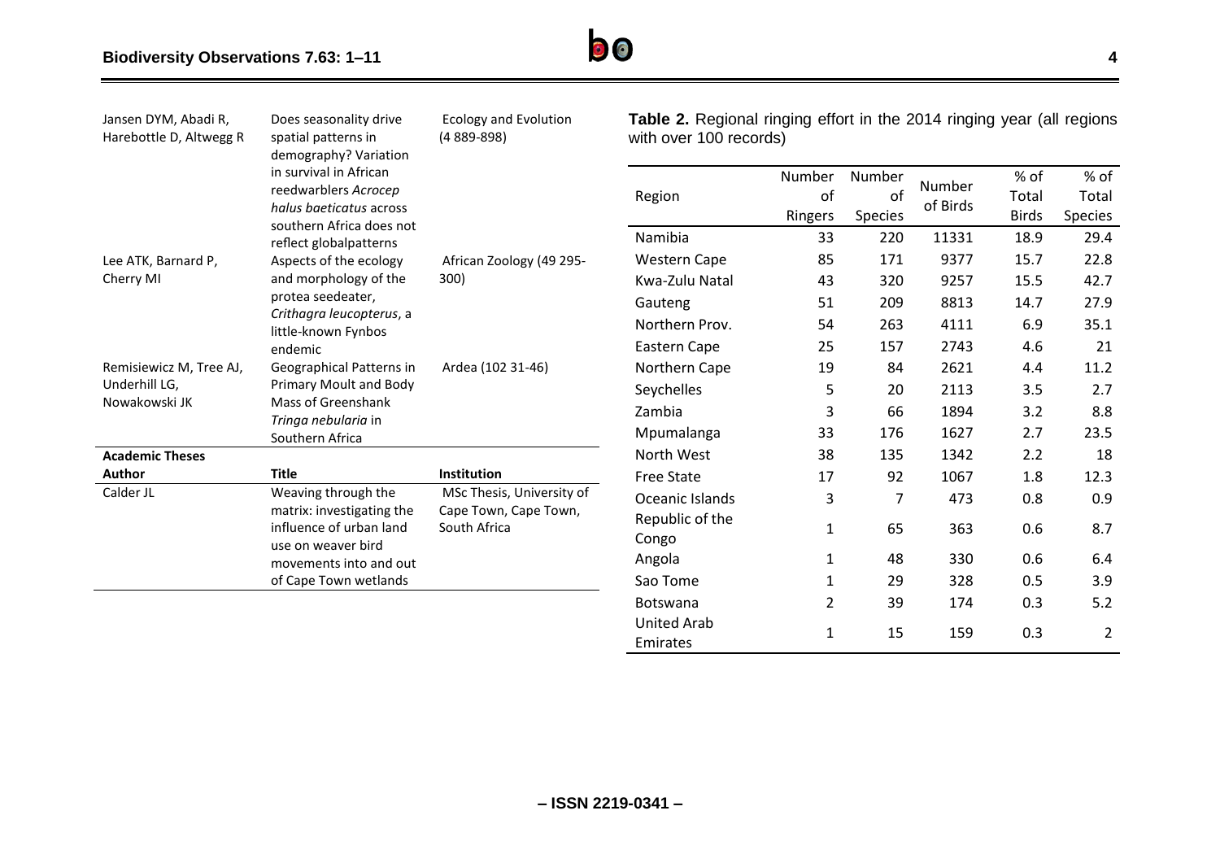| | | |
|---|---|---|
| Jansen DYM, Abadi R, Harebottle D, Altwegg R | Does seasonality drive spatial patterns in demography? Variation in survival in African reedwarblers *Acrocep halus baeticatus* across southern Africa does not reflect globalpatterns | Ecology and Evolution (4 889-898) |
| Lee ATK, Barnard P, Cherry MI | Aspects of the ecology and morphology of the protea seedeater, *Crithagra leucopterus*, a little-known Fynbos endemic | African Zoology (49 295-300) |
| Remisiewicz M, Tree AJ, Underhill LG, Nowakowski JK | Geographical Patterns in Primary Moult and Body Mass of Greenshank *Tringa nebularia* in Southern Africa | Ardea (102 31-46) |

**Academic Theses**

| Author | Title | Institution |
|---|---|---|
| Calder JL | Weaving through the matrix: investigating the influence of urban land use on weaver bird movements into and out of Cape Town wetlands | MSc Thesis, University of Cape Town, Cape Town, South Africa |

**Table 2.** Regional ringing effort in the 2014 ringing year (all regions with over 100 records)

| Region | Number of Ringers | Number of Species | Number of Birds | % of Total Birds | % of Total Species |
|---|---|---|---|---|---|
| Namibia | 33 | 220 | 11331 | 18.9 | 29.4 |
| Western Cape | 85 | 171 | 9377 | 15.7 | 22.8 |
| Kwa-Zulu Natal | 43 | 320 | 9257 | 15.5 | 42.7 |
| Gauteng | 51 | 209 | 8813 | 14.7 | 27.9 |
| Northern Prov. | 54 | 263 | 4111 | 6.9 | 35.1 |
| Eastern Cape | 25 | 157 | 2743 | 4.6 | 21 |
| Northern Cape | 19 | 84 | 2621 | 4.4 | 11.2 |
| Seychelles | 5 | 20 | 2113 | 3.5 | 2.7 |
| Zambia | 3 | 66 | 1894 | 3.2 | 8.8 |
| Mpumalanga | 33 | 176 | 1627 | 2.7 | 23.5 |
| North West | 38 | 135 | 1342 | 2.2 | 18 |
| Free State | 17 | 92 | 1067 | 1.8 | 12.3 |
| Oceanic Islands | 3 | 7 | 473 | 0.8 | 0.9 |
| Republic of the Congo | 1 | 65 | 363 | 0.6 | 8.7 |
| Angola | 1 | 48 | 330 | 0.6 | 6.4 |
| Sao Tome | 1 | 29 | 328 | 0.5 | 3.9 |
| Botswana | 2 | 39 | 174 | 0.3 | 5.2 |
| United Arab Emirates | 1 | 15 | 159 | 0.3 | 2 |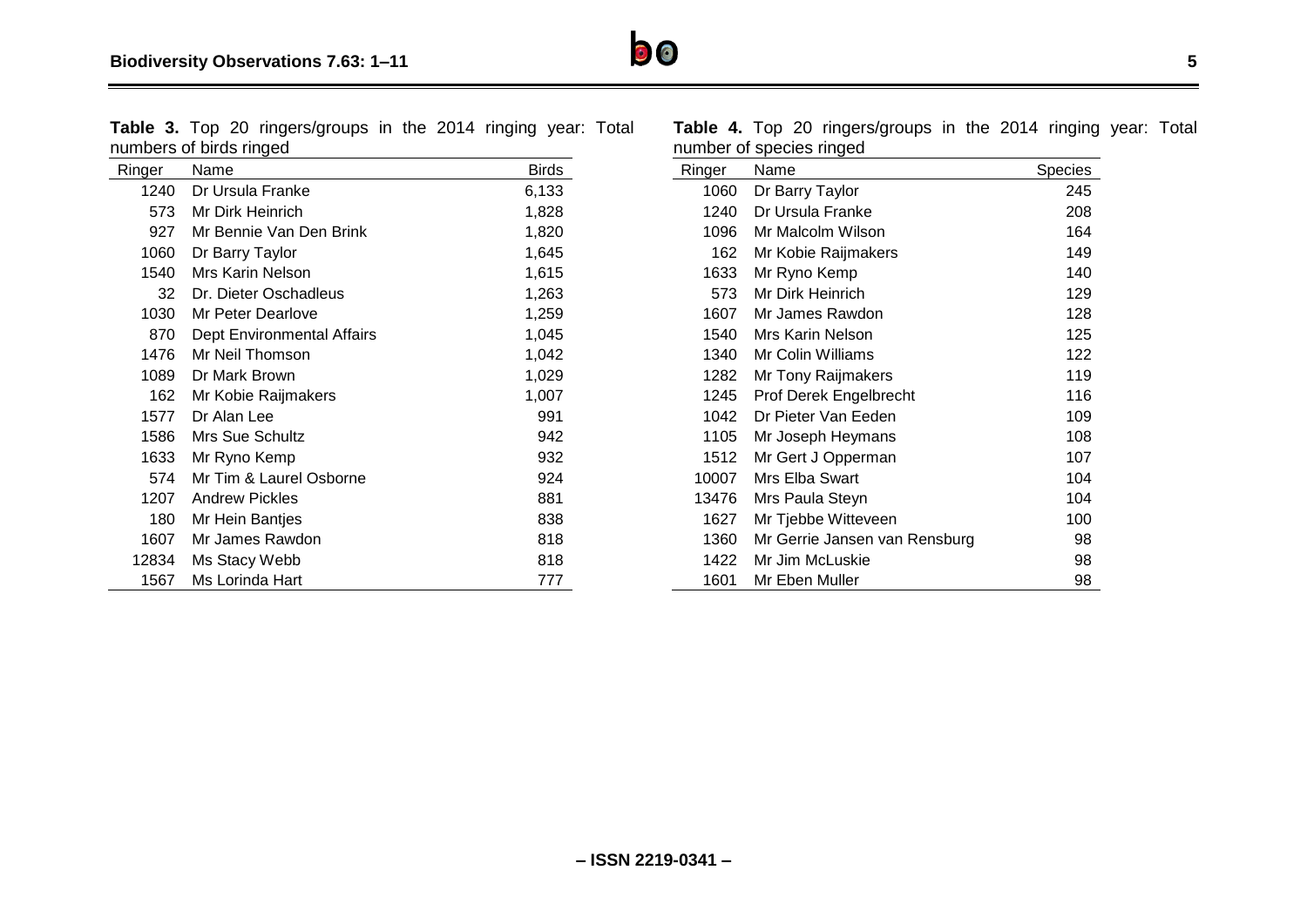**Table 3.** Top 20 ringers/groups in the 2014 ringing year: Total numbers of birds ringed

| Ringer | Name | Birds |
|---|---|---|
| 1240 | Dr Ursula Franke | 6,133 |
| 573 | Mr Dirk Heinrich | 1,828 |
| 927 | Mr Bennie Van Den Brink | 1,820 |
| 1060 | Dr Barry Taylor | 1,645 |
| 1540 | Mrs Karin Nelson | 1,615 |
| 32 | Dr. Dieter Oschadleus | 1,263 |
| 1030 | Mr Peter Dearlove | 1,259 |
| 870 | Dept Environmental Affairs | 1,045 |
| 1476 | Mr Neil Thomson | 1,042 |
| 1089 | Dr Mark Brown | 1,029 |
| 162 | Mr Kobie Raijmakers | 1,007 |
| 1577 | Dr Alan Lee | 991 |
| 1586 | Mrs Sue Schultz | 942 |
| 1633 | Mr Ryno Kemp | 932 |
| 574 | Mr Tim & Laurel Osborne | 924 |
| 1207 | Andrew Pickles | 881 |
| 180 | Mr Hein Bantjes | 838 |
| 1607 | Mr James Rawdon | 818 |
| 12834 | Ms Stacy Webb | 818 |
| 1567 | Ms Lorinda Hart | 777 |

**Table 4.** Top 20 ringers/groups in the 2014 ringing year: Total number of species ringed

| Ringer | Name | Species |
|---|---|---|
| 1060 | Dr Barry Taylor | 245 |
| 1240 | Dr Ursula Franke | 208 |
| 1096 | Mr Malcolm Wilson | 164 |
| 162 | Mr Kobie Raijmakers | 149 |
| 1633 | Mr Ryno Kemp | 140 |
| 573 | Mr Dirk Heinrich | 129 |
| 1607 | Mr James Rawdon | 128 |
| 1540 | Mrs Karin Nelson | 125 |
| 1340 | Mr Colin Williams | 122 |
| 1282 | Mr Tony Raijmakers | 119 |
| 1245 | Prof Derek Engelbrecht | 116 |
| 1042 | Dr Pieter Van Eeden | 109 |
| 1105 | Mr Joseph Heymans | 108 |
| 1512 | Mr Gert J Opperman | 107 |
| 10007 | Mrs Elba Swart | 104 |
| 13476 | Mrs Paula Steyn | 104 |
| 1627 | Mr Tjebbe Witteveen | 100 |
| 1360 | Mr Gerrie Jansen van Rensburg | 98 |
| 1422 | Mr Jim McLuskie | 98 |
| 1601 | Mr Eben Muller | 98 |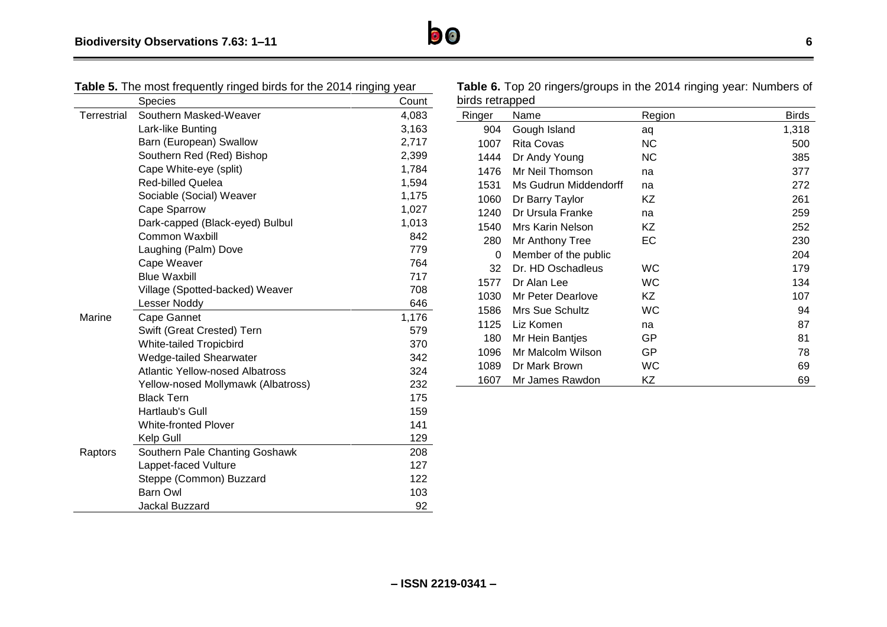**Table 5.** The most frequently ringed birds for the 2014 ringing year

| | Species | Count |
|---|---|---|
| Terrestrial | Southern Masked-Weaver | 4,083 |
| | Lark-like Bunting | 3,163 |
| | Barn (European) Swallow | 2,717 |
| | Southern Red (Red) Bishop | 2,399 |
| | Cape White-eye (split) | 1,784 |
| | Red-billed Quelea | 1,594 |
| | Sociable (Social) Weaver | 1,175 |
| | Cape Sparrow | 1,027 |
| | Dark-capped (Black-eyed) Bulbul | 1,013 |
| | Common Waxbill | 842 |
| | Laughing (Palm) Dove | 779 |
| | Cape Weaver | 764 |
| | Blue Waxbill | 717 |
| | Village (Spotted-backed) Weaver | 708 |
| | Lesser Noddy | 646 |
| Marine | Cape Gannet | 1,176 |
| | Swift (Great Crested) Tern | 579 |
| | White-tailed Tropicbird | 370 |
| | Wedge-tailed Shearwater | 342 |
| | Atlantic Yellow-nosed Albatross | 324 |
| | Yellow-nosed Mollymawk (Albatross) | 232 |
| | Black Tern | 175 |
| | Hartlaub's Gull | 159 |
| | White-fronted Plover | 141 |
| | Kelp Gull | 129 |
| Raptors | Southern Pale Chanting Goshawk | 208 |
| | Lappet-faced Vulture | 127 |
| | Steppe (Common) Buzzard | 122 |
| | Barn Owl | 103 |
| | Jackal Buzzard | 92 |

**Table 6.** Top 20 ringers/groups in the 2014 ringing year: Numbers of birds retrapped

| Ringer | Name | Region | Birds |
|---|---|---|---|
| 904 | Gough Island | aq | 1,318 |
| 1007 | Rita Covas | NC | 500 |
| 1444 | Dr Andy Young | NC | 385 |
| 1476 | Mr Neil Thomson | na | 377 |
| 1531 | Ms Gudrun Middendorff | na | 272 |
| 1060 | Dr Barry Taylor | KZ | 261 |
| 1240 | Dr Ursula Franke | na | 259 |
| 1540 | Mrs Karin Nelson | KZ | 252 |
| 280 | Mr Anthony Tree | EC | 230 |
| 0 | Member of the public | | 204 |
| 32 | Dr. HD Oschadleus | WC | 179 |
| 1577 | Dr Alan Lee | WC | 134 |
| 1030 | Mr Peter Dearlove | KZ | 107 |
| 1586 | Mrs Sue Schultz | WC | 94 |
| 1125 | Liz Komen | na | 87 |
| 180 | Mr Hein Bantjes | GP | 81 |
| 1096 | Mr Malcolm Wilson | GP | 78 |
| 1089 | Dr Mark Brown | WC | 69 |
| 1607 | Mr James Rawdon | KZ | 69 |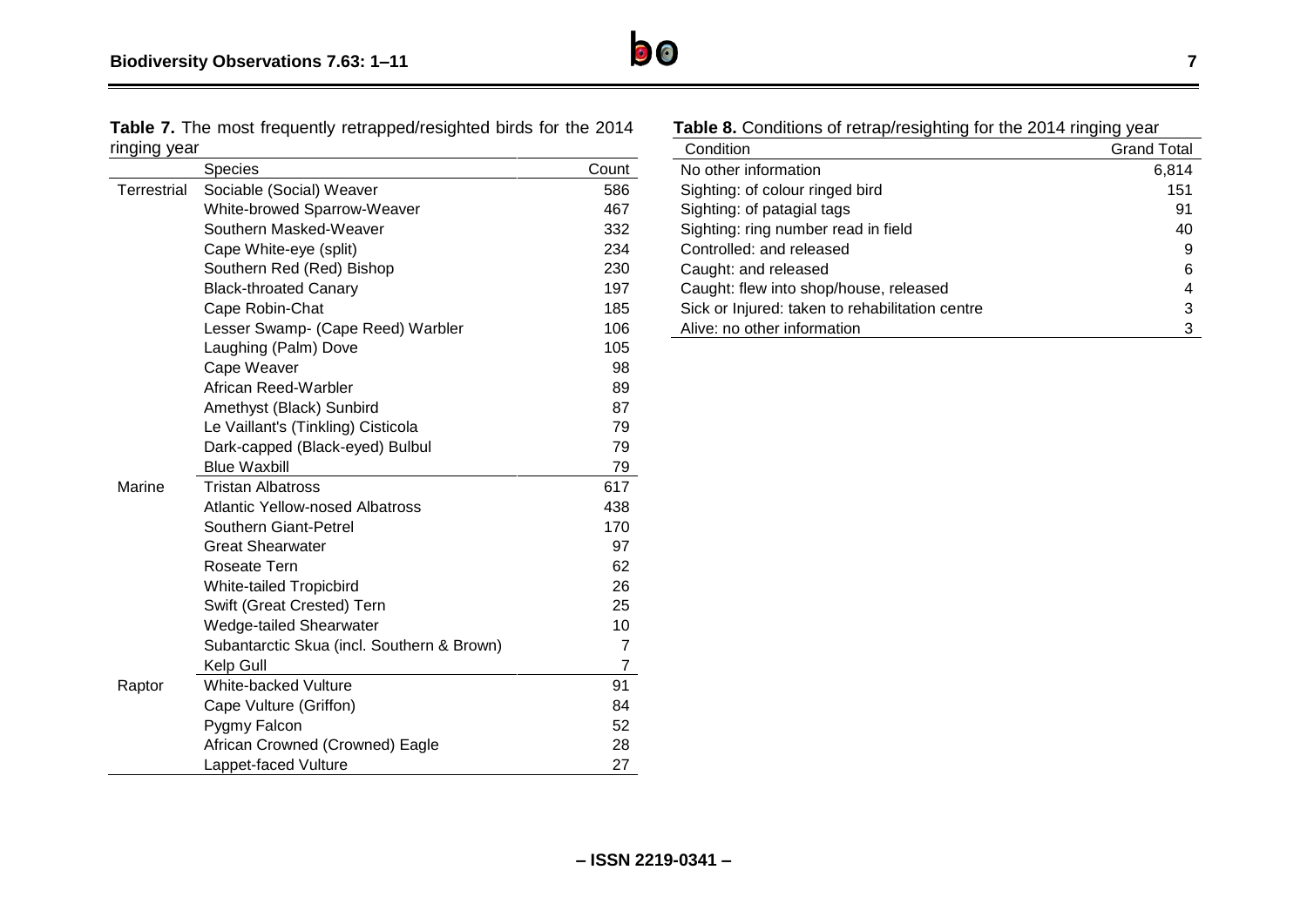**Table 7.** The most frequently retrapped/resighted birds for the 2014 ringing year

| | Species | Count |
|---|---|---|
| Terrestrial | Sociable (Social) Weaver | 586 |
| | White-browed Sparrow-Weaver | 467 |
| | Southern Masked-Weaver | 332 |
| | Cape White-eye (split) | 234 |
| | Southern Red (Red) Bishop | 230 |
| | Black-throated Canary | 197 |
| | Cape Robin-Chat | 185 |
| | Lesser Swamp- (Cape Reed) Warbler | 106 |
| | Laughing (Palm) Dove | 105 |
| | Cape Weaver | 98 |
| | African Reed-Warbler | 89 |
| | Amethyst (Black) Sunbird | 87 |
| | Le Vaillant's (Tinkling) Cisticola | 79 |
| | Dark-capped (Black-eyed) Bulbul | 79 |
| | Blue Waxbill | 79 |
| Marine | Tristan Albatross | 617 |
| | Atlantic Yellow-nosed Albatross | 438 |
| | Southern Giant-Petrel | 170 |
| | Great Shearwater | 97 |
| | Roseate Tern | 62 |
| | White-tailed Tropicbird | 26 |
| | Swift (Great Crested) Tern | 25 |
| | Wedge-tailed Shearwater | 10 |
| | Subantarctic Skua (incl. Southern & Brown) | 7 |
| | Kelp Gull | 7 |
| Raptor | White-backed Vulture | 91 |
| | Cape Vulture (Griffon) | 84 |
| | Pygmy Falcon | 52 |
| | African Crowned (Crowned) Eagle | 28 |
| | Lappet-faced Vulture | 27 |

**Table 8.** Conditions of retrap/resighting for the 2014 ringing year

| Condition | Grand Total |
|---|---|
| No other information | 6,814 |
| Sighting: of colour ringed bird | 151 |
| Sighting: of patagial tags | 91 |
| Sighting: ring number read in field | 40 |
| Controlled: and released | 9 |
| Caught: and released | 6 |
| Caught: flew into shop/house, released | 4 |
| Sick or Injured: taken to rehabilitation centre | 3 |
| Alive: no other information | 3 |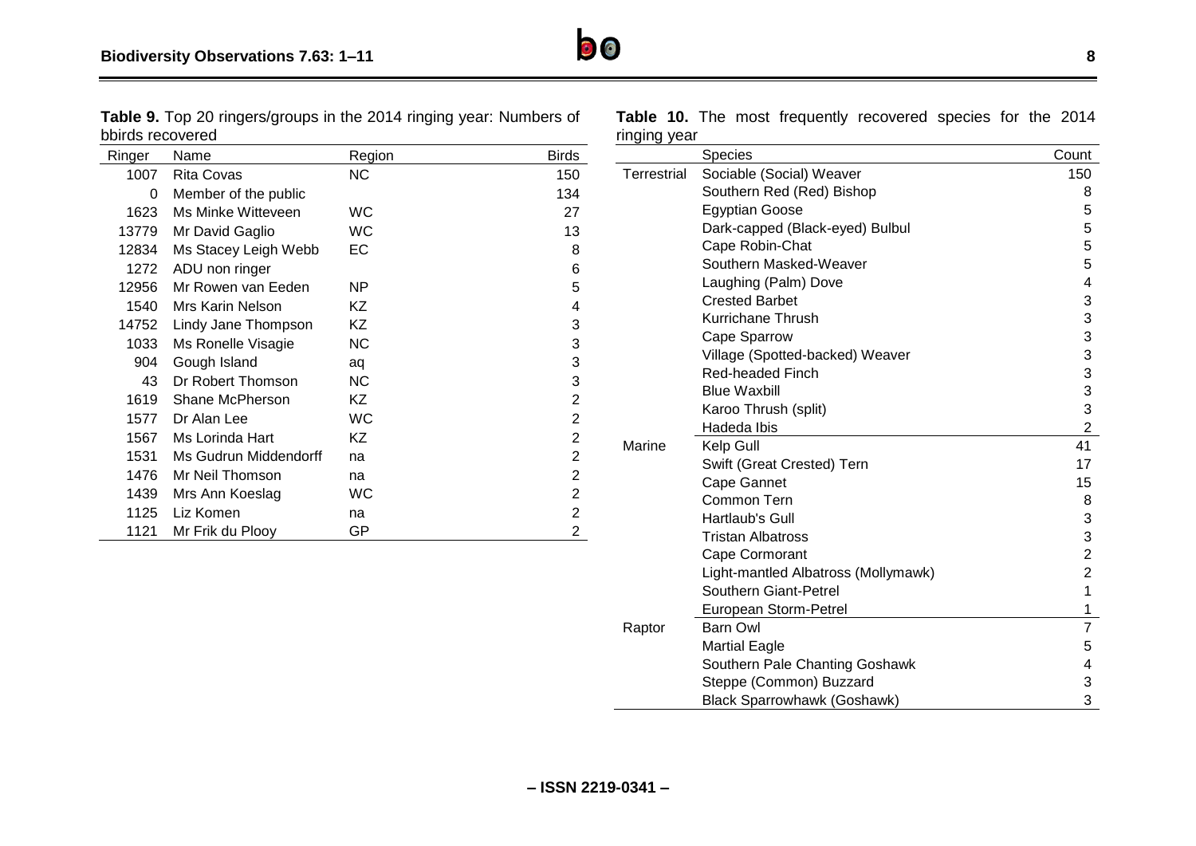**Table 9.** Top 20 ringers/groups in the 2014 ringing year: Numbers of bbirds recovered

| Ringer | Name | Region | Birds |
|---|---|---|---|
| 1007 | Rita Covas | NC | 150 |
| 0 | Member of the public | | 134 |
| 1623 | Ms Minke Witteveen | WC | 27 |
| 13779 | Mr David Gaglio | WC | 13 |
| 12834 | Ms Stacey Leigh Webb | EC | 8 |
| 1272 | ADU non ringer | | 6 |
| 12956 | Mr Rowen van Eeden | NP | 5 |
| 1540 | Mrs Karin Nelson | KZ | 4 |
| 14752 | Lindy Jane Thompson | KZ | 3 |
| 1033 | Ms Ronelle Visagie | NC | 3 |
| 904 | Gough Island | aq | 3 |
| 43 | Dr Robert Thomson | NC | 3 |
| 1619 | Shane McPherson | KZ | 2 |
| 1577 | Dr Alan Lee | WC | 2 |
| 1567 | Ms Lorinda Hart | KZ | 2 |
| 1531 | Ms Gudrun Middendorff | na | 2 |
| 1476 | Mr Neil Thomson | na | 2 |
| 1439 | Mrs Ann Koeslag | WC | 2 |
| 1125 | Liz Komen | na | 2 |
| 1121 | Mr Frik du Plooy | GP | 2 |

**Table 10.** The most frequently recovered species for the 2014 ringing year

| | Species | Count |
|---|---|---|
| Terrestrial | Sociable (Social) Weaver | 150 |
| | Southern Red (Red) Bishop | 8 |
| | Egyptian Goose | 5 |
| | Dark-capped (Black-eyed) Bulbul | 5 |
| | Cape Robin-Chat | 5 |
| | Southern Masked-Weaver | 5 |
| | Laughing (Palm) Dove | 4 |
| | Crested Barbet | 3 |
| | Kurrichane Thrush | 3 |
| | Cape Sparrow | 3 |
| | Village (Spotted-backed) Weaver | 3 |
| | Red-headed Finch | 3 |
| | Blue Waxbill | 3 |
| | Karoo Thrush (split) | 3 |
| | Hadeda Ibis | 2 |
| Marine | Kelp Gull | 41 |
| | Swift (Great Crested) Tern | 17 |
| | Cape Gannet | 15 |
| | Common Tern | 8 |
| | Hartlaub's Gull | 3 |
| | Tristan Albatross | 3 |
| | Cape Cormorant | 2 |
| | Light-mantled Albatross (Mollymawk) | 2 |
| | Southern Giant-Petrel | 1 |
| | European Storm-Petrel | 1 |
| Raptor | Barn Owl | 7 |
| | Martial Eagle | 5 |
| | Southern Pale Chanting Goshawk | 4 |
| | Steppe (Common) Buzzard | 3 |
| | Black Sparrowhawk (Goshawk) | 3 |

– ISSN 2219-0341 –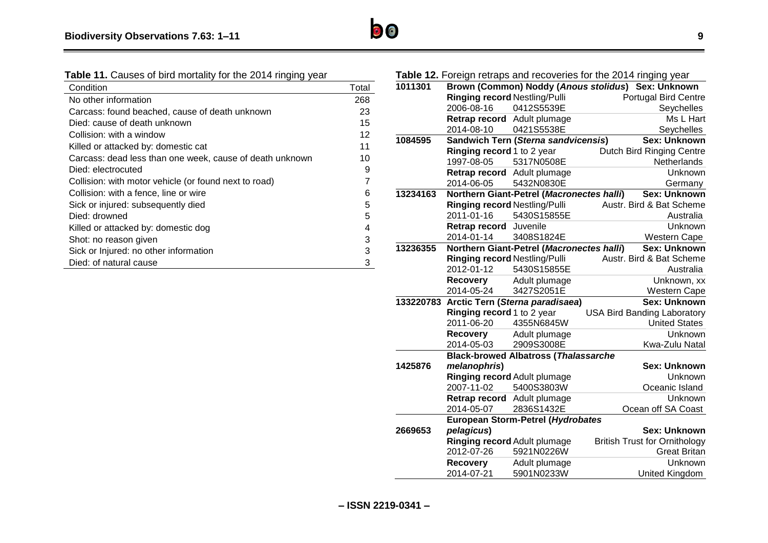**Table 11.** Causes of bird mortality for the 2014 ringing year

| Condition | Total |
|---|---|
| No other information | 268 |
| Carcass: found beached, cause of death unknown | 23 |
| Died: cause of death unknown | 15 |
| Collision: with a window | 12 |
| Killed or attacked by: domestic cat | 11 |
| Carcass: dead less than one week, cause of death unknown | 10 |
| Died: electrocuted | 9 |
| Collision: with motor vehicle (or found next to road) | 7 |
| Collision: with a fence, line or wire | 6 |
| Sick or injured: subsequently died | 5 |
| Died: drowned | 5 |
| Killed or attacked by: domestic dog | 4 |
| Shot: no reason given | 3 |
| Sick or Injured: no other information | 3 |
| Died: of natural cause | 3 |

**Table 12.** Foreign retraps and recoveries for the 2014 ringing year

| | | | |
|---|---|---|---|
| **1011301** | **Brown (Common) Noddy (*Anous stolidus*)** | | **Sex: Unknown** |
| | **Ringing record** | Nestling/Pulli | Portugal Bird Centre |
| | 2006-08-16 | 0412S5539E | Seychelles |
| | **Retrap record** | Adult plumage | Ms L Hart |
| | 2014-08-10 | 0421S5538E | Seychelles |
| **1084595** | **Sandwich Tern (*Sterna sandvicensis*)** | | **Sex: Unknown** |
| | **Ringing record** | 1 to 2 year | Dutch Bird Ringing Centre |
| | 1997-08-05 | 5317N0508E | Netherlands |
| | **Retrap record** | Adult plumage | Unknown |
| | 2014-06-05 | 5432N0830E | Germany |
| **13234163** | **Northern Giant-Petrel (*Macronectes halli*)** | | **Sex: Unknown** |
| | **Ringing record** | Nestling/Pulli | Austr. Bird & Bat Scheme |
| | 2011-01-16 | 5430S15855E | Australia |
| | **Retrap record** | Juvenile | Unknown |
| | 2014-01-14 | 3408S1824E | Western Cape |
| **13236355** | **Northern Giant-Petrel (*Macronectes halli*)** | | **Sex: Unknown** |
| | **Ringing record** | Nestling/Pulli | Austr. Bird & Bat Scheme |
| | 2012-01-12 | 5430S15855E | Australia |
| | **Recovery** | Adult plumage | Unknown, xx |
| | 2014-05-24 | 3427S2051E | Western Cape |
| **133220783** | **Arctic Tern (*Sterna paradisaea*)** | | **Sex: Unknown** |
| | **Ringing record** | 1 to 2 year | USA Bird Banding Laboratory |
| | 2011-06-20 | 4355N6845W | United States |
| | **Recovery** | Adult plumage | Unknown |
| | 2014-05-03 | 2909S3008E | Kwa-Zulu Natal |
| **1425876** | **Black-browed Albatross (*Thalassarche melanophris*)** | | **Sex: Unknown** |
| | **Ringing record** | Adult plumage | Unknown |
| | 2007-11-02 | 5400S3803W | Oceanic Island |
| | **Retrap record** | Adult plumage | Unknown |
| | 2014-05-07 | 2836S1432E | Ocean off SA Coast |
| **2669653** | **European Storm-Petrel (*Hydrobates pelagicus*)** | | **Sex: Unknown** |
| | **Ringing record** | Adult plumage | British Trust for Ornithology |
| | 2012-07-26 | 5921N0226W | Great Britan |
| | **Recovery** | Adult plumage | Unknown |
| | 2014-07-21 | 5901N0233W | United Kingdom |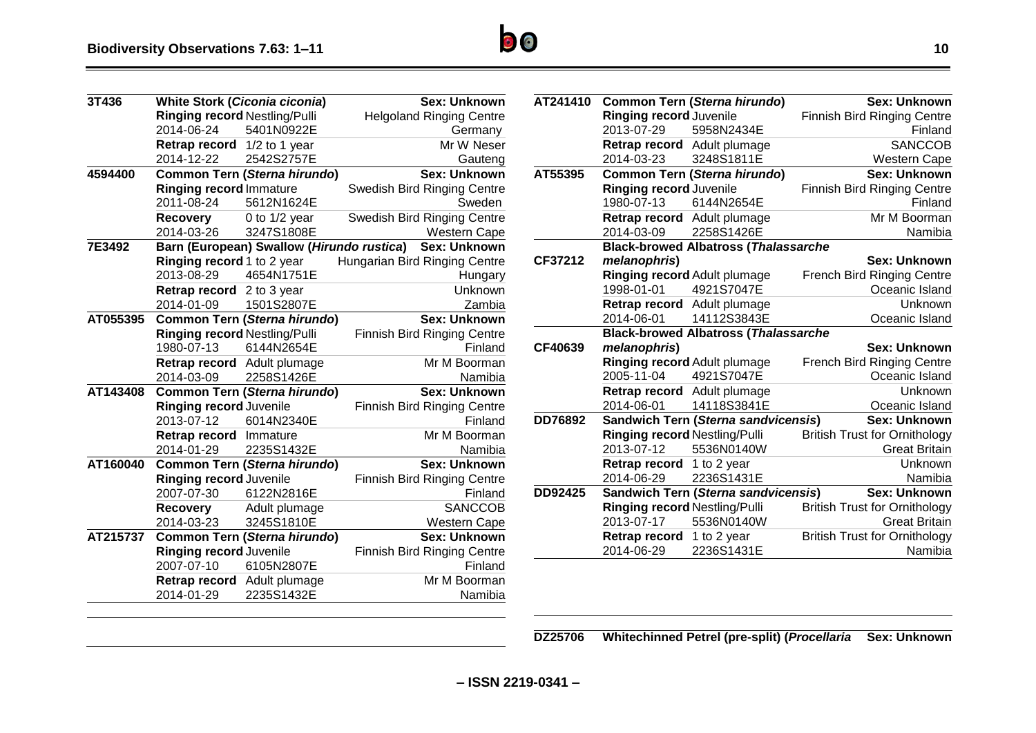| | | | |
|---|---|---|---|
| **3T436** | **White Stork (*Ciconia ciconia*)** | | **Sex: Unknown** |
| | **Ringing record** | Nestling/Pulli | Helgoland Ringing Centre |
| | 2014-06-24 | 5401N0922E | Germany |
| | **Retrap record** | 1/2 to 1 year | Mr W Neser |
| | 2014-12-22 | 2542S2757E | Gauteng |
| **4594400** | **Common Tern (*Sterna hirundo*)** | | **Sex: Unknown** |
| | **Ringing record** | Immature | Swedish Bird Ringing Centre |
| | 2011-08-24 | 5612N1624E | Sweden |
| | **Recovery** | 0 to 1/2 year | Swedish Bird Ringing Centre |
| | 2014-03-26 | 3247S1808E | Western Cape |
| **7E3492** | **Barn (European) Swallow (*Hirundo rustica*)** | | **Sex: Unknown** |
| | **Ringing record** | 1 to 2 year | Hungarian Bird Ringing Centre |
| | 2013-08-29 | 4654N1751E | Hungary |
| | **Retrap record** | 2 to 3 year | Unknown |
| | 2014-01-09 | 1501S2807E | Zambia |
| **AT055395** | **Common Tern (*Sterna hirundo*)** | | **Sex: Unknown** |
| | **Ringing record** | Nestling/Pulli | Finnish Bird Ringing Centre |
| | 1980-07-13 | 6144N2654E | Finland |
| | **Retrap record** | Adult plumage | Mr M Boorman |
| | 2014-03-09 | 2258S1426E | Namibia |
| **AT143408** | **Common Tern (*Sterna hirundo*)** | | **Sex: Unknown** |
| | **Ringing record** | Juvenile | Finnish Bird Ringing Centre |
| | 2013-07-12 | 6014N2340E | Finland |
| | **Retrap record** | Immature | Mr M Boorman |
| | 2014-01-29 | 2235S1432E | Namibia |
| **AT160040** | **Common Tern (*Sterna hirundo*)** | | **Sex: Unknown** |
| | **Ringing record** | Juvenile | Finnish Bird Ringing Centre |
| | 2007-07-30 | 6122N2816E | Finland |
| | **Recovery** | Adult plumage | SANCCOB |
| | 2014-03-23 | 3245S1810E | Western Cape |
| **AT215737** | **Common Tern (*Sterna hirundo*)** | | **Sex: Unknown** |
| | **Ringing record** | Juvenile | Finnish Bird Ringing Centre |
| | 2007-07-10 | 6105N2807E | Finland |
| | **Retrap record** | Adult plumage | Mr M Boorman |
| | 2014-01-29 | 2235S1432E | Namibia |
| **AT241410** | **Common Tern (*Sterna hirundo*)** | | **Sex: Unknown** |
| | **Ringing record** | Juvenile | Finnish Bird Ringing Centre |
| | 2013-07-29 | 5958N2434E | Finland |
| | **Retrap record** | Adult plumage | SANCCOB |
| | 2014-03-23 | 3248S1811E | Western Cape |
| **AT55395** | **Common Tern (*Sterna hirundo*)** | | **Sex: Unknown** |
| | **Ringing record** | Juvenile | Finnish Bird Ringing Centre |
| | 1980-07-13 | 6144N2654E | Finland |
| | **Retrap record** | Adult plumage | Mr M Boorman |
| | 2014-03-09 | 2258S1426E | Namibia |
| **CF37212** | **Black-browed Albatross (*Thalassarche melanophris*)** | | **Sex: Unknown** |
| | **Ringing record** | Adult plumage | French Bird Ringing Centre |
| | 1998-01-01 | 4921S7047E | Oceanic Island |
| | **Retrap record** | Adult plumage | Unknown |
| | 2014-06-01 | 14112S3843E | Oceanic Island |
| **CF40639** | **Black-browed Albatross (*Thalassarche melanophris*)** | | **Sex: Unknown** |
| | **Ringing record** | Adult plumage | French Bird Ringing Centre |
| | 2005-11-04 | 4921S7047E | Oceanic Island |
| | **Retrap record** | Adult plumage | Unknown |
| | 2014-06-01 | 14118S3841E | Oceanic Island |
| **DD76892** | **Sandwich Tern (*Sterna sandvicensis*)** | | **Sex: Unknown** |
| | **Ringing record** | Nestling/Pulli | British Trust for Ornithology |
| | 2013-07-12 | 5536N0140W | Great Britain |
| | **Retrap record** | 1 to 2 year | Unknown |
| | 2014-06-29 | 2236S1431E | Namibia |
| **DD92425** | **Sandwich Tern (*Sterna sandvicensis*)** | | **Sex: Unknown** |
| | **Ringing record** | Nestling/Pulli | British Trust for Ornithology |
| | 2013-07-17 | 5536N0140W | Great Britain |
| | **Retrap record** | 1 to 2 year | British Trust for Ornithology |
| | 2014-06-29 | 2236S1431E | Namibia |
| **DZ25706** | **Whitechinned Petrel (pre-split) (*Procellaria*** | | **Sex: Unknown** |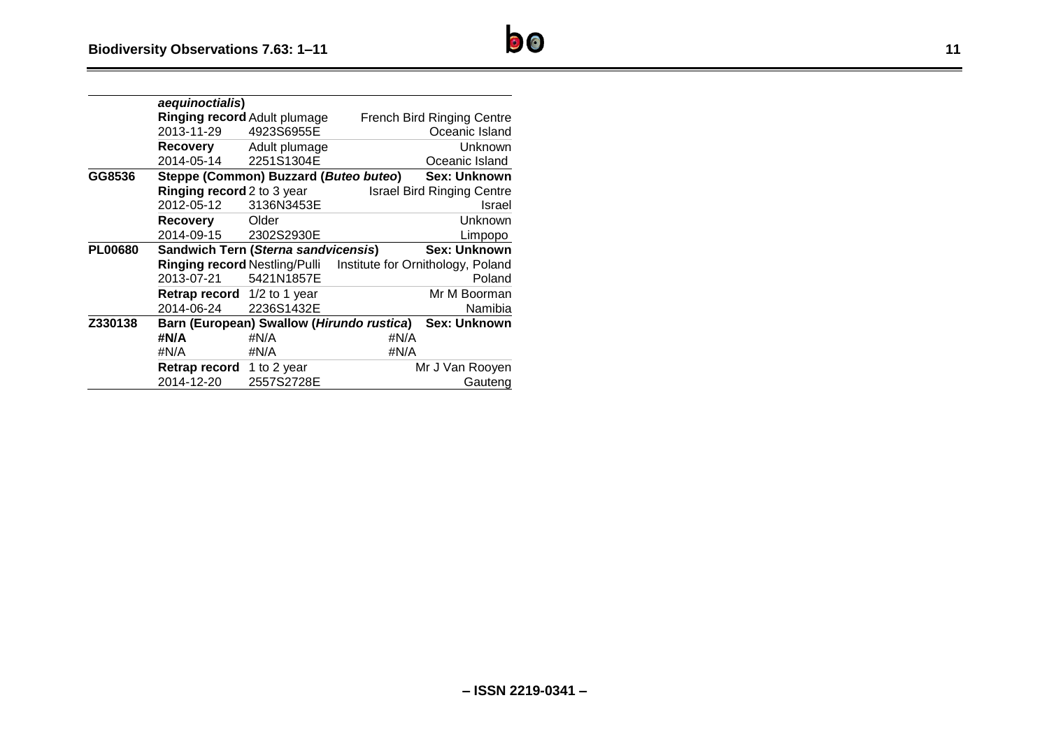| | | | |
|---|---|---|---|
| | ***aequinoctialis*)** | | |
| | **Ringing record** | Adult plumage | French Bird Ringing Centre |
| | 2013-11-29 | 4923S6955E | Oceanic Island |
| | **Recovery** | Adult plumage | Unknown |
| | 2014-05-14 | 2251S1304E | Oceanic Island |
| **GG8536** | **Steppe (Common) Buzzard (*Buteo buteo*)** | | **Sex: Unknown** |
| | **Ringing record** | 2 to 3 year | Israel Bird Ringing Centre |
| | 2012-05-12 | 3136N3453E | Israel |
| | **Recovery** | Older | Unknown |
| | 2014-09-15 | 2302S2930E | Limpopo |
| **PL00680** | **Sandwich Tern (*Sterna sandvicensis*)** | | **Sex: Unknown** |
| | **Ringing record** | Nestling/Pulli | Institute for Ornithology, Poland |
| | 2013-07-21 | 5421N1857E | Poland |
| | **Retrap record** | 1/2 to 1 year | Mr M Boorman |
| | 2014-06-24 | 2236S1432E | Namibia |
| **Z330138** | **Barn (European) Swallow (*Hirundo rustica*)** | | **Sex: Unknown** |
| | **#N/A** | #N/A | #N/A |
| | #N/A | #N/A | #N/A |
| | **Retrap record** | 1 to 2 year | Mr J Van Rooyen |
| | 2014-12-20 | 2557S2728E | Gauteng |